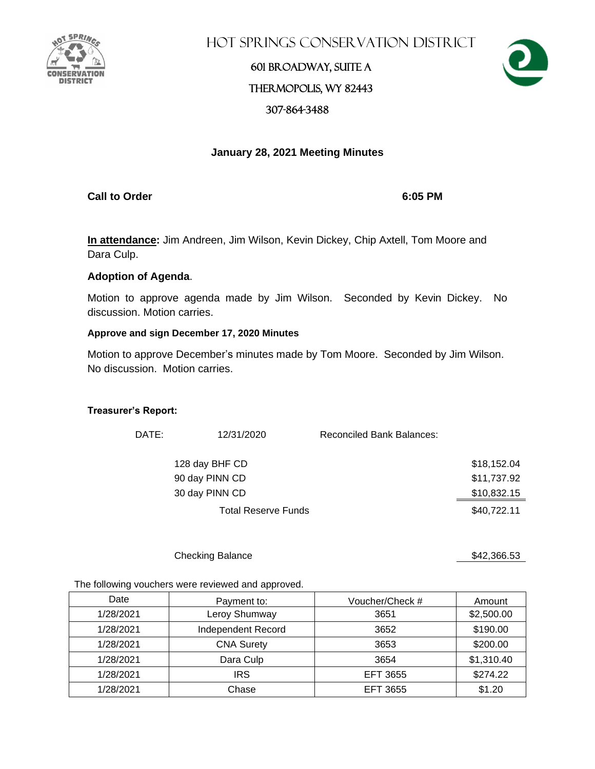# HOT SPRINGS CONSERVATION DISTRICT

601 BROADWAY, SUITE A

THERMOPOLIS, WY 82443

307-864-3488

## January 28, 2021 Meeting Minutes

**Call to Order** **6:05 PM**

**In attendance:** Jim Andreen, Jim Wilson, Kevin Dickey, Chip Axtell, Tom Moore and Dara Culp.

**Adoption of Agenda**.

Motion to approve agenda made by Jim Wilson. Seconded by Kevin Dickey. No discussion. Motion carries.

**Approve and sign December 17, 2020 Minutes**

Motion to approve December's minutes made by Tom Moore. Seconded by Jim Wilson. No discussion. Motion carries.

**Treasurer's Report:**

DATE: 12/31/2020 Reconciled Bank Balances:

| | |
|---|---|
| 128 day BHF CD | $18,152.04 |
| 90 day PINN CD | $11,737.92 |
| 30 day PINN CD | $10,832.15 |
| Total Reserve Funds | $40,722.11 |
| | |
| Checking Balance | $42,366.53 |

The following vouchers were reviewed and approved.

| Date | Payment to: | Voucher/Check # | Amount |
|---|---|---|---|
| 1/28/2021 | Leroy Shumway | 3651 | $2,500.00 |
| 1/28/2021 | Independent Record | 3652 | $190.00 |
| 1/28/2021 | CNA Surety | 3653 | $200.00 |
| 1/28/2021 | Dara Culp | 3654 | $1,310.40 |
| 1/28/2021 | IRS | EFT 3655 | $274.22 |
| 1/28/2021 | Chase | EFT 3655 | $1.20 |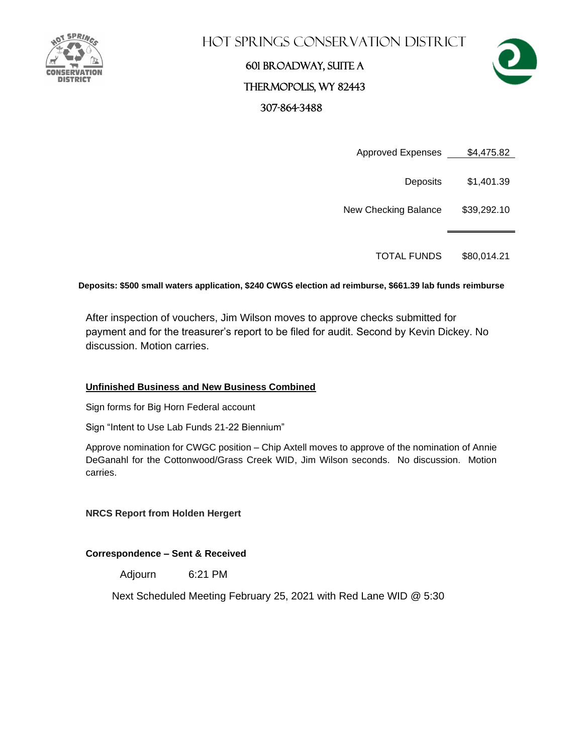# HOT SPRINGS CONSERVATION DISTRICT

601 BROADWAY, SUITE A

THERMOPOLIS, WY 82443

307-864-3488

| | |
|---|---|
| Approved Expenses | $4,475.82 |
| Deposits | $1,401.39 |
| New Checking Balance | $39,292.10 |
| TOTAL FUNDS | $80,014.21 |

**Deposits: $500 small waters application, $240 CWGS election ad reimburse, $661.39 lab funds reimburse**

After inspection of vouchers, Jim Wilson moves to approve checks submitted for payment and for the treasurer's report to be filed for audit. Second by Kevin Dickey. No discussion. Motion carries.

**<u>Unfinished Business and New Business Combined</u>**

Sign forms for Big Horn Federal account

Sign "Intent to Use Lab Funds 21-22 Biennium"

Approve nomination for CWGC position – Chip Axtell moves to approve of the nomination of Annie DeGanahl for the Cottonwood/Grass Creek WID, Jim Wilson seconds. No discussion. Motion carries.

**NRCS Report from Holden Hergert**

**Correspondence – Sent & Received**

Adjourn 6:21 PM

Next Scheduled Meeting February 25, 2021 with Red Lane WID @ 5:30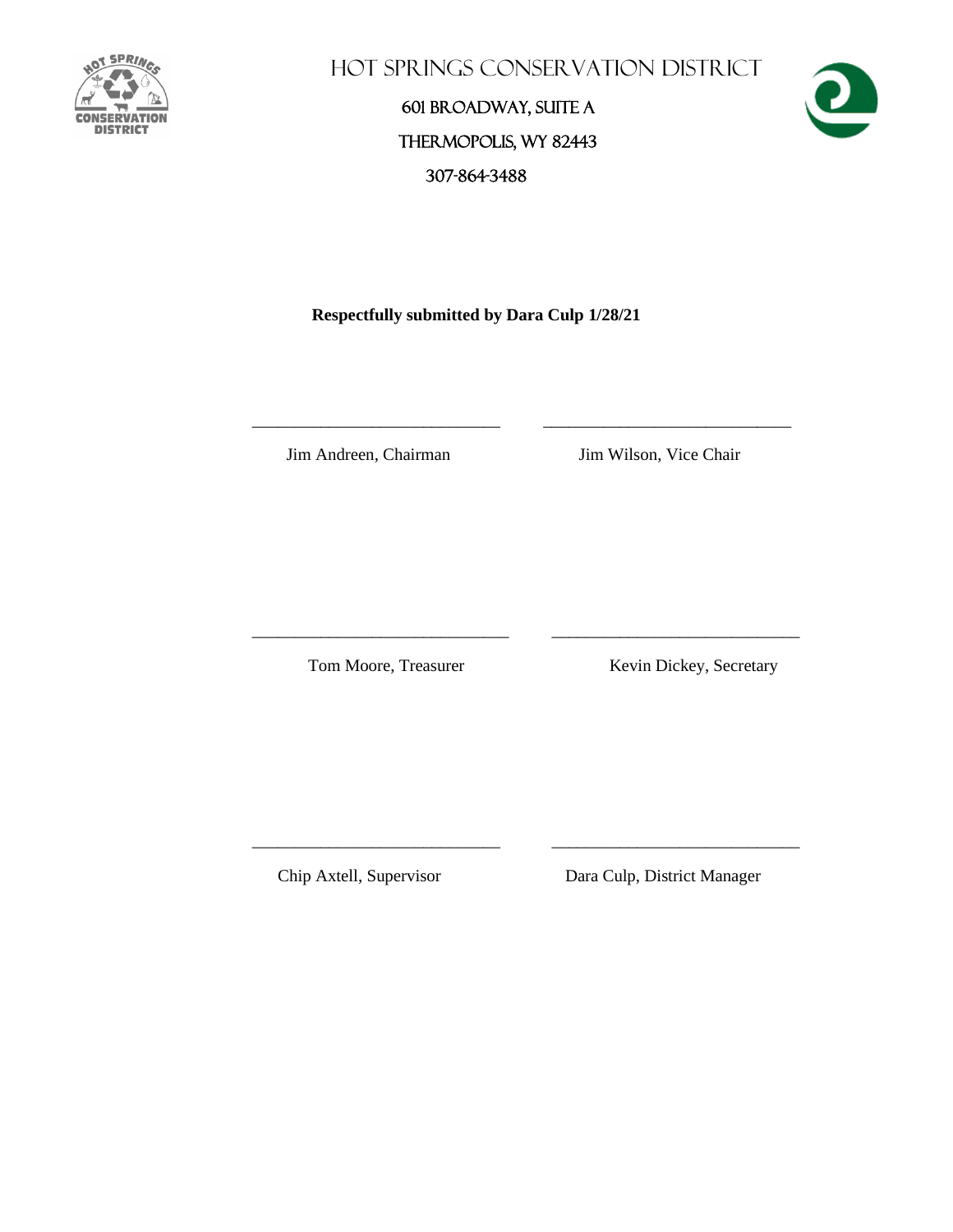# Hot Springs Conservation District

601 Broadway, Suite A

Thermopolis, WY 82443

307-864-3488

**Respectfully submitted by Dara Culp 1/28/21**

| | |
|---|---|
| ____________________________ | ____________________________ |
| Jim Andreen, Chairman | Jim Wilson, Vice Chair |
| ____________________________ | ____________________________ |
| Tom Moore, Treasurer | Kevin Dickey, Secretary |
| ____________________________ | ____________________________ |
| Chip Axtell, Supervisor | Dara Culp, District Manager |